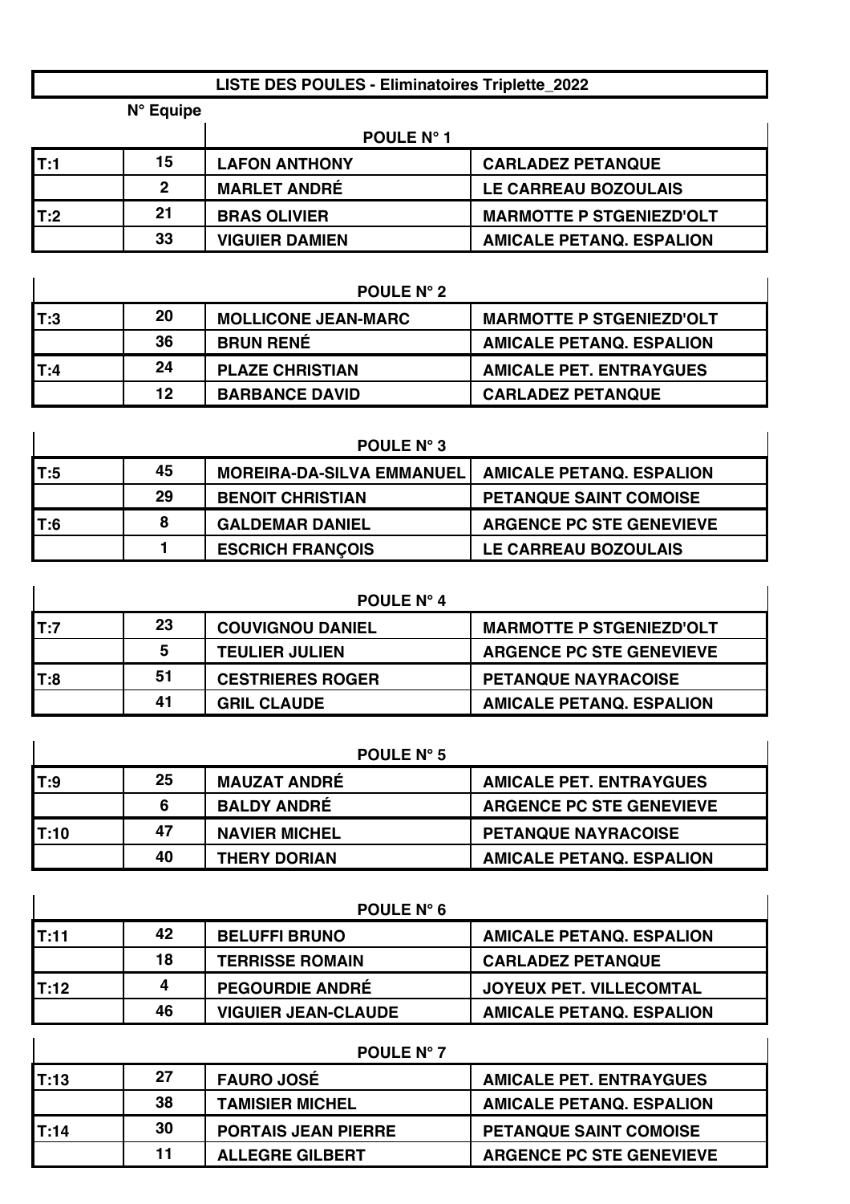# LISTE DES POULES - Eliminatoires Triplette_2022

| | N° Equipe | POULE N° 1 | |
|---|---|---|---|
| T:1 | 15 | LAFON ANTHONY | CARLADEZ PETANQUE |
| | 2 | MARLET ANDRÉ | LE CARREAU BOZOULAIS |
| T:2 | 21 | BRAS OLIVIER | MARMOTTE P STGENIEZD'OLT |
| | 33 | VIGUIER DAMIEN | AMICALE PETANQ. ESPALION |

| | | POULE N° 2 | |
|---|---|---|---|
| T:3 | 20 | MOLLICONE JEAN-MARC | MARMOTTE P STGENIEZD'OLT |
| | 36 | BRUN RENÉ | AMICALE PETANQ. ESPALION |
| T:4 | 24 | PLAZE CHRISTIAN | AMICALE PET. ENTRAYGUES |
| | 12 | BARBANCE DAVID | CARLADEZ PETANQUE |

| | | POULE N° 3 | |
|---|---|---|---|
| T:5 | 45 | MOREIRA-DA-SILVA EMMANUEL | AMICALE PETANQ. ESPALION |
| | 29 | BENOIT CHRISTIAN | PETANQUE SAINT COMOISE |
| T:6 | 8 | GALDEMAR DANIEL | ARGENCE PC STE GENEVIEVE |
| | 1 | ESCRICH FRANÇOIS | LE CARREAU BOZOULAIS |

| | | POULE N° 4 | |
|---|---|---|---|
| T:7 | 23 | COUVIGNOU DANIEL | MARMOTTE P STGENIEZD'OLT |
| | 5 | TEULIER JULIEN | ARGENCE PC STE GENEVIEVE |
| T:8 | 51 | CESTRIERES ROGER | PETANQUE NAYRACOISE |
| | 41 | GRIL CLAUDE | AMICALE PETANQ. ESPALION |

| | | POULE N° 5 | |
|---|---|---|---|
| T:9 | 25 | MAUZAT ANDRÉ | AMICALE PET. ENTRAYGUES |
| | 6 | BALDY ANDRÉ | ARGENCE PC STE GENEVIEVE |
| T:10 | 47 | NAVIER MICHEL | PETANQUE NAYRACOISE |
| | 40 | THERY DORIAN | AMICALE PETANQ. ESPALION |

| | | POULE N° 6 | |
|---|---|---|---|
| T:11 | 42 | BELUFFI BRUNO | AMICALE PETANQ. ESPALION |
| | 18 | TERRISSE ROMAIN | CARLADEZ PETANQUE |
| T:12 | 4 | PEGOURDIE ANDRÉ | JOYEUX PET. VILLECOMTAL |
| | 46 | VIGUIER JEAN-CLAUDE | AMICALE PETANQ. ESPALION |

| | | POULE N° 7 | |
|---|---|---|---|
| T:13 | 27 | FAURO JOSÉ | AMICALE PET. ENTRAYGUES |
| | 38 | TAMISIER MICHEL | AMICALE PETANQ. ESPALION |
| T:14 | 30 | PORTAIS JEAN PIERRE | PETANQUE SAINT COMOISE |
| | 11 | ALLEGRE GILBERT | ARGENCE PC STE GENEVIEVE |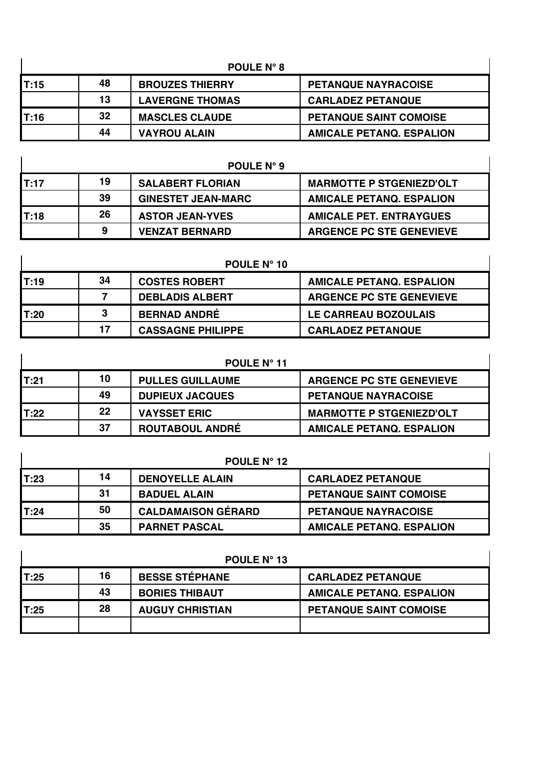| POULE N° 8 | | | |
| --- | --- | --- | --- |
| T:15 | 48 | BROUZES THIERRY | PETANQUE NAYRACOISE |
| | 13 | LAVERGNE THOMAS | CARLADEZ PETANQUE |
| T:16 | 32 | MASCLES CLAUDE | PETANQUE SAINT COMOISE |
| | 44 | VAYROU ALAIN | AMICALE PETANQ. ESPALION |

| POULE N° 9 | | | |
| --- | --- | --- | --- |
| T:17 | 19 | SALABERT FLORIAN | MARMOTTE P STGENIEZD'OLT |
| | 39 | GINESTET JEAN-MARC | AMICALE PETANQ. ESPALION |
| T:18 | 26 | ASTOR JEAN-YVES | AMICALE PET. ENTRAYGUES |
| | 9 | VENZAT BERNARD | ARGENCE PC STE GENEVIEVE |

| POULE N° 10 | | | |
| --- | --- | --- | --- |
| T:19 | 34 | COSTES ROBERT | AMICALE PETANQ. ESPALION |
| | 7 | DEBLADIS ALBERT | ARGENCE PC STE GENEVIEVE |
| T:20 | 3 | BERNAD ANDRÉ | LE CARREAU BOZOULAIS |
| | 17 | CASSAGNE PHILIPPE | CARLADEZ PETANQUE |

| POULE N° 11 | | | |
| --- | --- | --- | --- |
| T:21 | 10 | PULLES GUILLAUME | ARGENCE PC STE GENEVIEVE |
| | 49 | DUPIEUX JACQUES | PETANQUE NAYRACOISE |
| T:22 | 22 | VAYSSET ERIC | MARMOTTE P STGENIEZD'OLT |
| | 37 | ROUTABOUL ANDRÉ | AMICALE PETANQ. ESPALION |

| POULE N° 12 | | | |
| --- | --- | --- | --- |
| T:23 | 14 | DENOYELLE ALAIN | CARLADEZ PETANQUE |
| | 31 | BADUEL ALAIN | PETANQUE SAINT COMOISE |
| T:24 | 50 | CALDAMAISON GÉRARD | PETANQUE NAYRACOISE |
| | 35 | PARNET PASCAL | AMICALE PETANQ. ESPALION |

| POULE N° 13 | | | |
| --- | --- | --- | --- |
| T:25 | 16 | BESSE STÉPHANE | CARLADEZ PETANQUE |
| | 43 | BORIES THIBAUT | AMICALE PETANQ. ESPALION |
| T:25 | 28 | AUGUY CHRISTIAN | PETANQUE SAINT COMOISE |
| | | | |